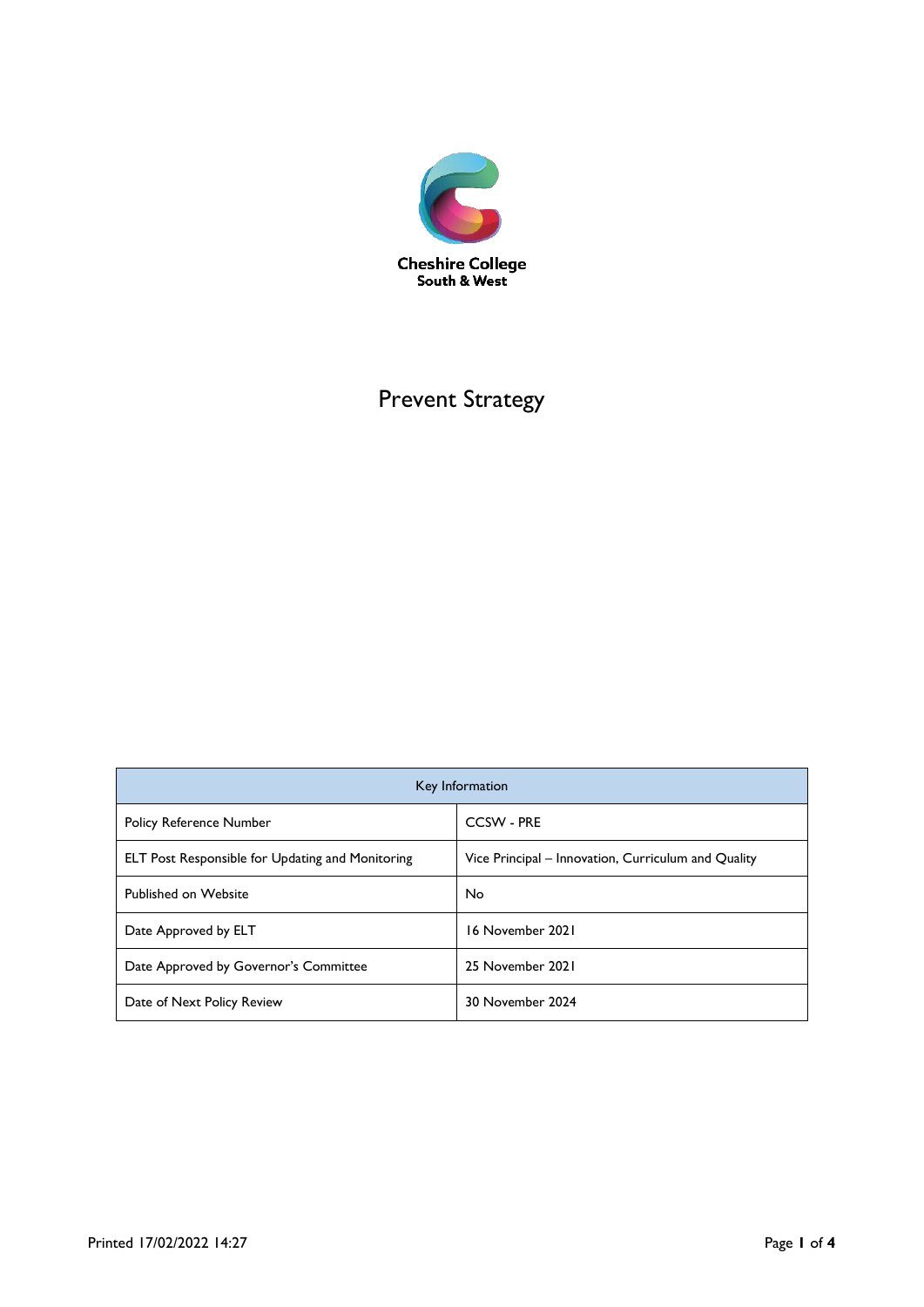Cheshire College
South & West

# Prevent Strategy

| Key Information | |
|---|---|
| Policy Reference Number | CCSW - PRE |
| ELT Post Responsible for Updating and Monitoring | Vice Principal – Innovation, Curriculum and Quality |
| Published on Website | No |
| Date Approved by ELT | 16 November 2021 |
| Date Approved by Governor's Committee | 25 November 2021 |
| Date of Next Policy Review | 30 November 2024 |

Printed 17/02/2022 14:27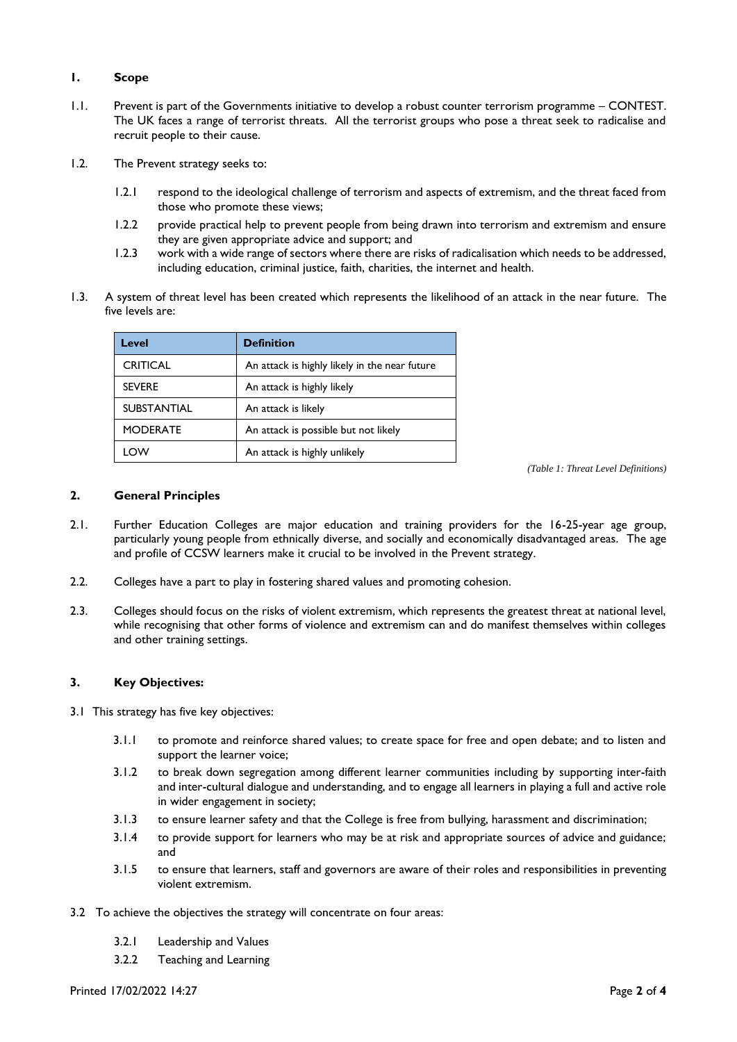## 1. Scope

1.1. Prevent is part of the Governments initiative to develop a robust counter terrorism programme – CONTEST. The UK faces a range of terrorist threats. All the terrorist groups who pose a threat seek to radicalise and recruit people to their cause.

1.2. The Prevent strategy seeks to:

- 1.2.1 respond to the ideological challenge of terrorism and aspects of extremism, and the threat faced from those who promote these views;
- 1.2.2 provide practical help to prevent people from being drawn into terrorism and extremism and ensure they are given appropriate advice and support; and
- 1.2.3 work with a wide range of sectors where there are risks of radicalisation which needs to be addressed, including education, criminal justice, faith, charities, the internet and health.

1.3. A system of threat level has been created which represents the likelihood of an attack in the near future. The five levels are:

| Level | Definition |
| --- | --- |
| CRITICAL | An attack is highly likely in the near future |
| SEVERE | An attack is highly likely |
| SUBSTANTIAL | An attack is likely |
| MODERATE | An attack is possible but not likely |
| LOW | An attack is highly unlikely |

*(Table 1: Threat Level Definitions)*

## 2. General Principles

2.1. Further Education Colleges are major education and training providers for the 16-25-year age group, particularly young people from ethnically diverse, and socially and economically disadvantaged areas. The age and profile of CCSW learners make it crucial to be involved in the Prevent strategy.

2.2. Colleges have a part to play in fostering shared values and promoting cohesion.

2.3. Colleges should focus on the risks of violent extremism, which represents the greatest threat at national level, while recognising that other forms of violence and extremism can and do manifest themselves within colleges and other training settings.

## 3. Key Objectives:

3.1 This strategy has five key objectives:

- 3.1.1 to promote and reinforce shared values; to create space for free and open debate; and to listen and support the learner voice;
- 3.1.2 to break down segregation among different learner communities including by supporting inter-faith and inter-cultural dialogue and understanding, and to engage all learners in playing a full and active role in wider engagement in society;
- 3.1.3 to ensure learner safety and that the College is free from bullying, harassment and discrimination;
- 3.1.4 to provide support for learners who may be at risk and appropriate sources of advice and guidance; and
- 3.1.5 to ensure that learners, staff and governors are aware of their roles and responsibilities in preventing violent extremism.

3.2 To achieve the objectives the strategy will concentrate on four areas:

- 3.2.1 Leadership and Values
- 3.2.2 Teaching and Learning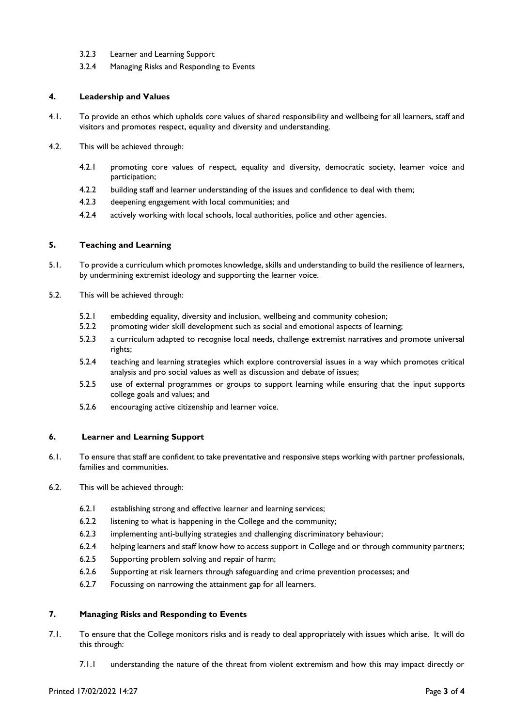3.2.3 Learner and Learning Support

3.2.4 Managing Risks and Responding to Events

## 4. Leadership and Values

4.1. To provide an ethos which upholds core values of shared responsibility and wellbeing for all learners, staff and visitors and promotes respect, equality and diversity and understanding.

4.2. This will be achieved through:

4.2.1 promoting core values of respect, equality and diversity, democratic society, learner voice and participation;

4.2.2 building staff and learner understanding of the issues and confidence to deal with them;

4.2.3 deepening engagement with local communities; and

4.2.4 actively working with local schools, local authorities, police and other agencies.

## 5. Teaching and Learning

5.1. To provide a curriculum which promotes knowledge, skills and understanding to build the resilience of learners, by undermining extremist ideology and supporting the learner voice.

5.2. This will be achieved through:

5.2.1 embedding equality, diversity and inclusion, wellbeing and community cohesion;

5.2.2 promoting wider skill development such as social and emotional aspects of learning;

5.2.3 a curriculum adapted to recognise local needs, challenge extremist narratives and promote universal rights;

5.2.4 teaching and learning strategies which explore controversial issues in a way which promotes critical analysis and pro social values as well as discussion and debate of issues;

5.2.5 use of external programmes or groups to support learning while ensuring that the input supports college goals and values; and

5.2.6 encouraging active citizenship and learner voice.

## 6. Learner and Learning Support

6.1. To ensure that staff are confident to take preventative and responsive steps working with partner professionals, families and communities.

6.2. This will be achieved through:

6.2.1 establishing strong and effective learner and learning services;

6.2.2 listening to what is happening in the College and the community;

6.2.3 implementing anti-bullying strategies and challenging discriminatory behaviour;

6.2.4 helping learners and staff know how to access support in College and or through community partners;

6.2.5 Supporting problem solving and repair of harm;

6.2.6 Supporting at risk learners through safeguarding and crime prevention processes; and

6.2.7 Focussing on narrowing the attainment gap for all learners.

## 7. Managing Risks and Responding to Events

7.1. To ensure that the College monitors risks and is ready to deal appropriately with issues which arise. It will do this through:

7.1.1 understanding the nature of the threat from violent extremism and how this may impact directly or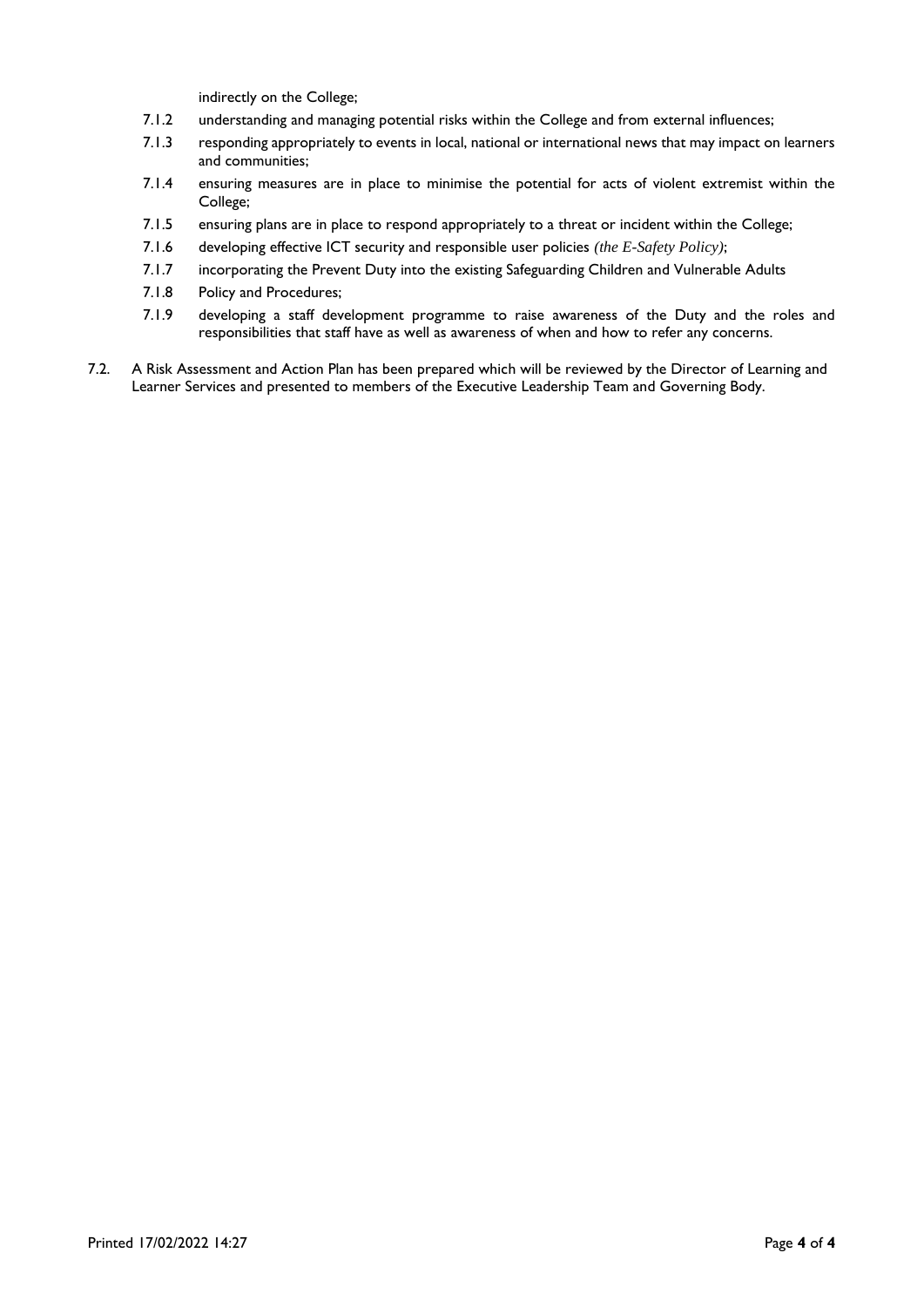indirectly on the College;

7.1.2 understanding and managing potential risks within the College and from external influences;

7.1.3 responding appropriately to events in local, national or international news that may impact on learners and communities;

7.1.4 ensuring measures are in place to minimise the potential for acts of violent extremist within the College;

7.1.5 ensuring plans are in place to respond appropriately to a threat or incident within the College;

7.1.6 developing effective ICT security and responsible user policies *(the E-Safety Policy)*;

7.1.7 incorporating the Prevent Duty into the existing Safeguarding Children and Vulnerable Adults

7.1.8 Policy and Procedures;

7.1.9 developing a staff development programme to raise awareness of the Duty and the roles and responsibilities that staff have as well as awareness of when and how to refer any concerns.

7.2. A Risk Assessment and Action Plan has been prepared which will be reviewed by the Director of Learning and Learner Services and presented to members of the Executive Leadership Team and Governing Body.